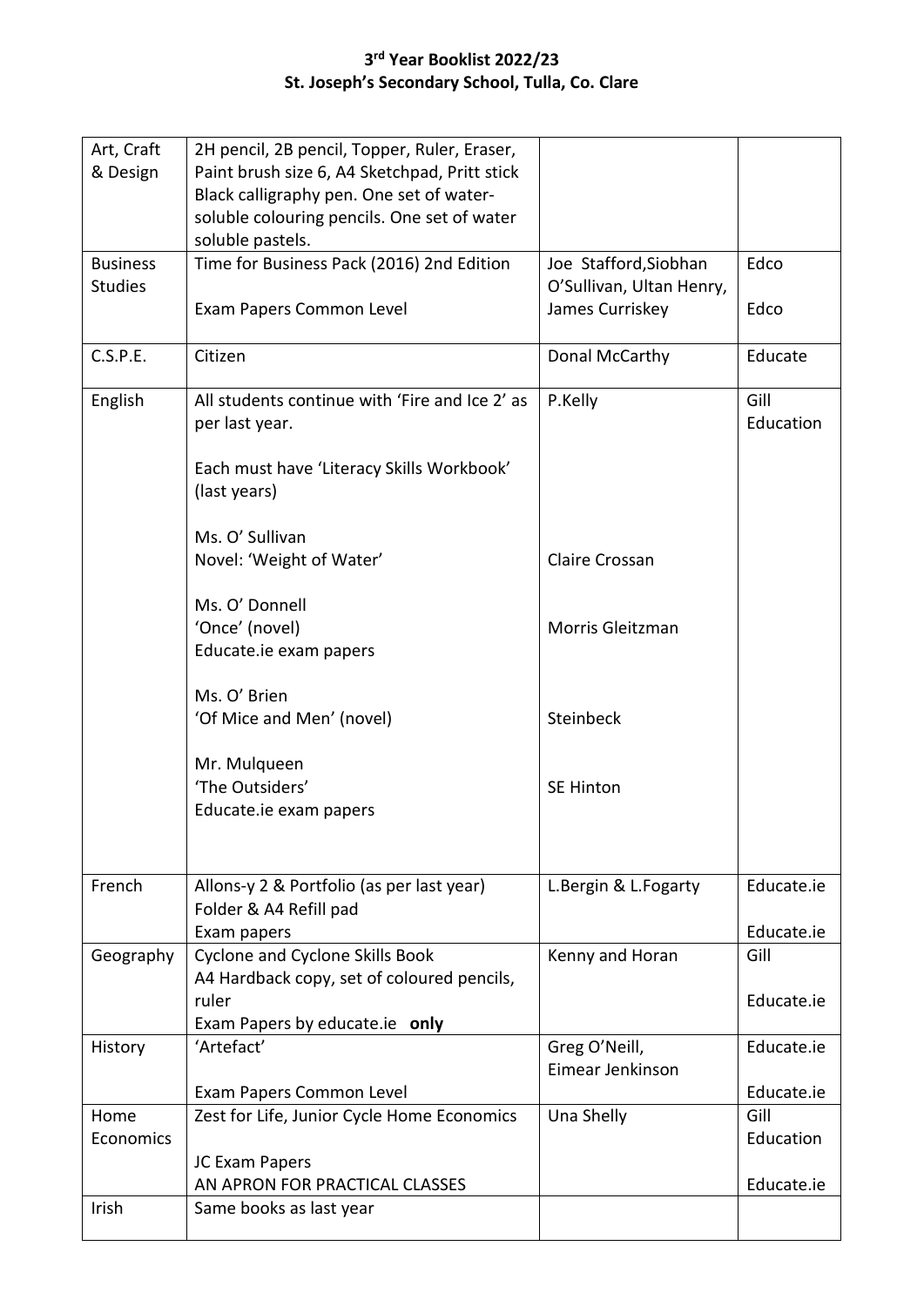# 3rd Year Booklist 2022/23
## St. Joseph's Secondary School, Tulla, Co. Clare

| | | | |
|---|---|---|---|
| Art, Craft & Design | 2H pencil, 2B pencil, Topper, Ruler, Eraser, Paint brush size 6, A4 Sketchpad, Pritt stick Black calligraphy pen. One set of water-soluble colouring pencils. One set of water soluble pastels. | | |
| Business Studies | Time for Business Pack (2016) 2nd Edition<br><br>Exam Papers Common Level | Joe Stafford,Siobhan O'Sullivan, Ultan Henry, James Curriskey | Edco<br><br>Edco |
| C.S.P.E. | Citizen | Donal McCarthy | Educate |
| English | All students continue with 'Fire and Ice 2' as per last year.<br><br>Each must have 'Literacy Skills Workbook' (last years)<br><br>Ms. O' Sullivan<br>Novel: 'Weight of Water'<br><br>Ms. O' Donnell<br>'Once' (novel)<br>Educate.ie exam papers<br><br>Ms. O' Brien<br>'Of Mice and Men' (novel)<br><br>Mr. Mulqueen<br>'The Outsiders'<br>Educate.ie exam papers | P.Kelly<br><br><br><br>Claire Crossan<br><br>Morris Gleitzman<br><br><br>Steinbeck<br><br><br>SE Hinton | Gill Education |
| French | Allons-y 2 & Portfolio (as per last year)<br>Folder & A4 Refill pad<br>Exam papers | L.Bergin & L.Fogarty | Educate.ie<br><br>Educate.ie |
| Geography | Cyclone and Cyclone Skills Book<br>A4 Hardback copy, set of coloured pencils, ruler<br>Exam Papers by educate.ie **only** | Kenny and Horan | Gill<br><br>Educate.ie |
| History | 'Artefact'<br><br>Exam Papers Common Level | Greg O'Neill, Eimear Jenkinson | Educate.ie<br><br>Educate.ie |
| Home Economics | Zest for Life, Junior Cycle Home Economics<br><br>JC Exam Papers<br>AN APRON FOR PRACTICAL CLASSES | Una Shelly | Gill Education<br><br>Educate.ie |
| Irish | Same books as last year | | |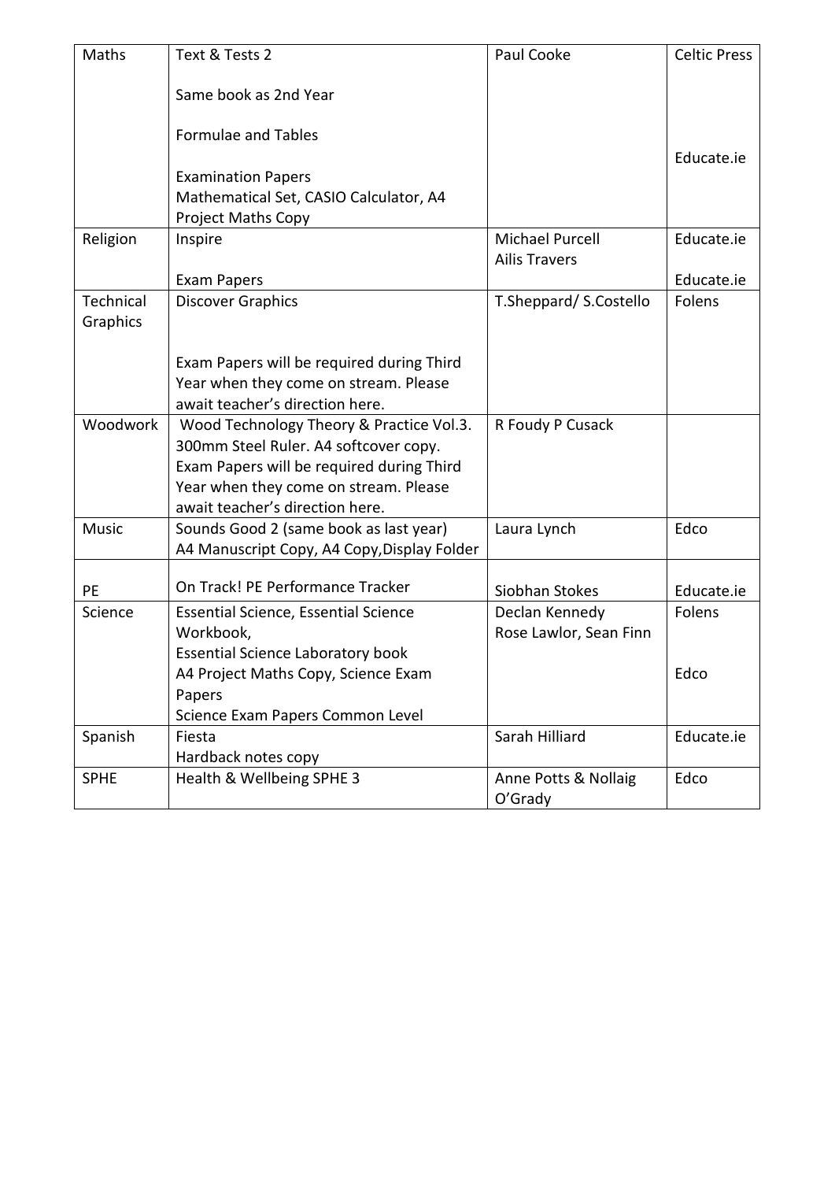| | | | |
|---|---|---|---|
| Maths | Text & Tests 2<br><br>Same book as 2nd Year<br><br>Formulae and Tables<br><br>Examination Papers<br>Mathematical Set, CASIO Calculator, A4 Project Maths Copy | Paul Cooke | Celtic Press<br><br><br><br><br>Educate.ie |
| Religion | Inspire<br><br>Exam Papers | Michael Purcell<br>Ailis Travers | Educate.ie<br><br>Educate.ie |
| Technical Graphics | Discover Graphics<br><br><br>Exam Papers will be required during Third Year when they come on stream. Please await teacher's direction here. | T.Sheppard/ S.Costello | Folens |
| Woodwork | Wood Technology Theory & Practice Vol.3. 300mm Steel Ruler. A4 softcover copy. Exam Papers will be required during Third Year when they come on stream. Please await teacher's direction here. | R Foudy P Cusack | |
| Music | Sounds Good 2 (same book as last year)<br>A4 Manuscript Copy, A4 Copy,Display Folder | Laura Lynch | Edco |
| PE | On Track! PE Performance Tracker | Siobhan Stokes | Educate.ie |
| Science | Essential Science, Essential Science Workbook,<br>Essential Science Laboratory book<br>A4 Project Maths Copy, Science Exam Papers<br>Science Exam Papers Common Level | Declan Kennedy<br>Rose Lawlor, Sean Finn | Folens<br><br><br>Edco |
| Spanish | Fiesta<br>Hardback notes copy | Sarah Hilliard | Educate.ie |
| SPHE | Health & Wellbeing SPHE 3 | Anne Potts & Nollaig O'Grady | Edco |